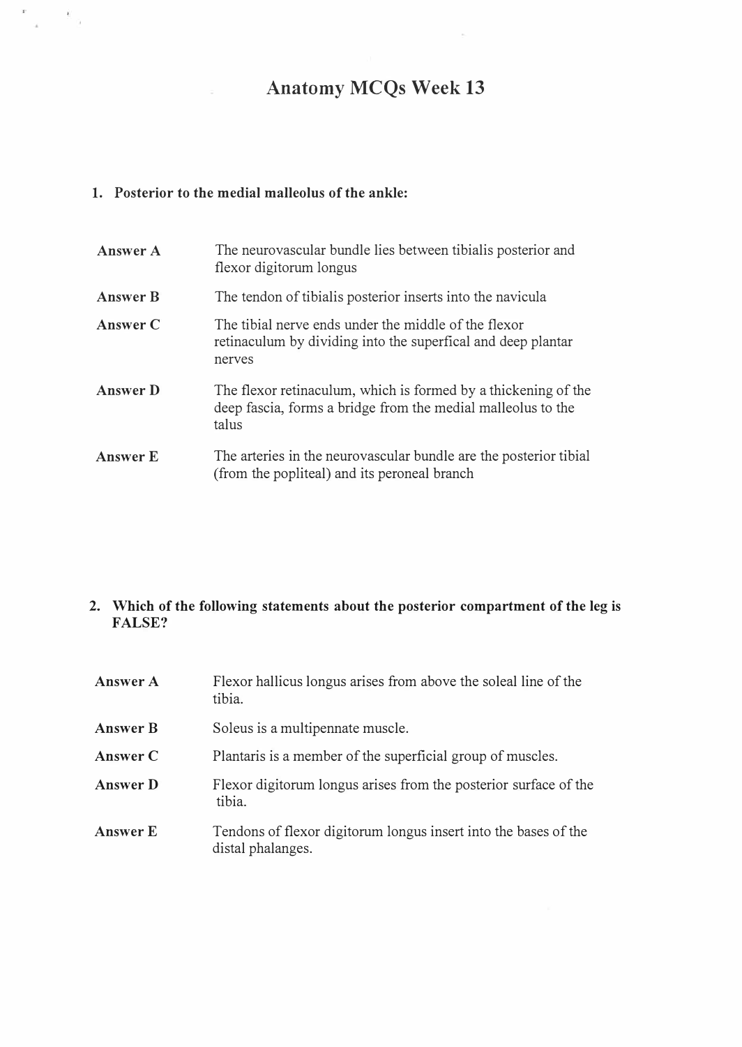# Anatomy MCQs Week 13

1. **Posterior to the medial malleolus of the ankle:**

| | |
|---|---|
| **Answer A** | The neurovascular bundle lies between tibialis posterior and flexor digitorum longus |
| **Answer B** | The tendon of tibialis posterior inserts into the navicula |
| **Answer C** | The tibial nerve ends under the middle of the flexor retinaculum by dividing into the superfical and deep plantar nerves |
| **Answer D** | The flexor retinaculum, which is formed by a thickening of the deep fascia, forms a bridge from the medial malleolus to the talus |
| **Answer E** | The arteries in the neurovascular bundle are the posterior tibial (from the popliteal) and its peroneal branch |

2. **Which of the following statements about the posterior compartment of the leg is FALSE?**

| | |
|---|---|
| **Answer A** | Flexor hallicus longus arises from above the soleal line of the tibia. |
| **Answer B** | Soleus is a multipennate muscle. |
| **Answer C** | Plantaris is a member of the superficial group of muscles. |
| **Answer D** | Flexor digitorum longus arises from the posterior surface of the tibia. |
| **Answer E** | Tendons of flexor digitorum longus insert into the bases of the distal phalanges. |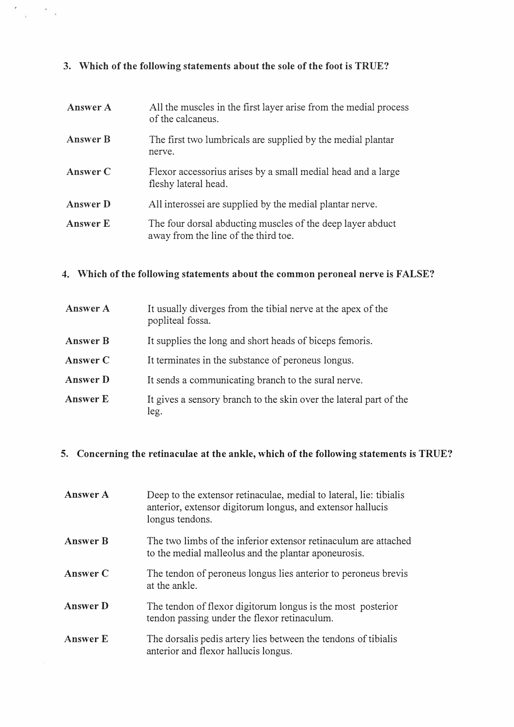**3. Which of the following statements about the sole of the foot is TRUE?**

| | |
|---|---|
| **Answer A** | All the muscles in the first layer arise from the medial process of the calcaneus. |
| **Answer B** | The first two lumbricals are supplied by the medial plantar nerve. |
| **Answer C** | Flexor accessorius arises by a small medial head and a large fleshy lateral head. |
| **Answer D** | All interossei are supplied by the medial plantar nerve. |
| **Answer E** | The four dorsal abducting muscles of the deep layer abduct away from the line of the third toe. |

**4. Which of the following statements about the common peroneal nerve is FALSE?**

| | |
|---|---|
| **Answer A** | It usually diverges from the tibial nerve at the apex of the popliteal fossa. |
| **Answer B** | It supplies the long and short heads of biceps femoris. |
| **Answer C** | It terminates in the substance of peroneus longus. |
| **Answer D** | It sends a communicating branch to the sural nerve. |
| **Answer E** | It gives a sensory branch to the skin over the lateral part of the leg. |

**5. Concerning the retinaculae at the ankle, which of the following statements is TRUE?**

| | |
|---|---|
| **Answer A** | Deep to the extensor retinaculae, medial to lateral, lie: tibialis anterior, extensor digitorum longus, and extensor hallucis longus tendons. |
| **Answer B** | The two limbs of the inferior extensor retinaculum are attached to the medial malleolus and the plantar aponeurosis. |
| **Answer C** | The tendon of peroneus longus lies anterior to peroneus brevis at the ankle. |
| **Answer D** | The tendon of flexor digitorum longus is the most posterior tendon passing under the flexor retinaculum. |
| **Answer E** | The dorsalis pedis artery lies between the tendons of tibialis anterior and flexor hallucis longus. |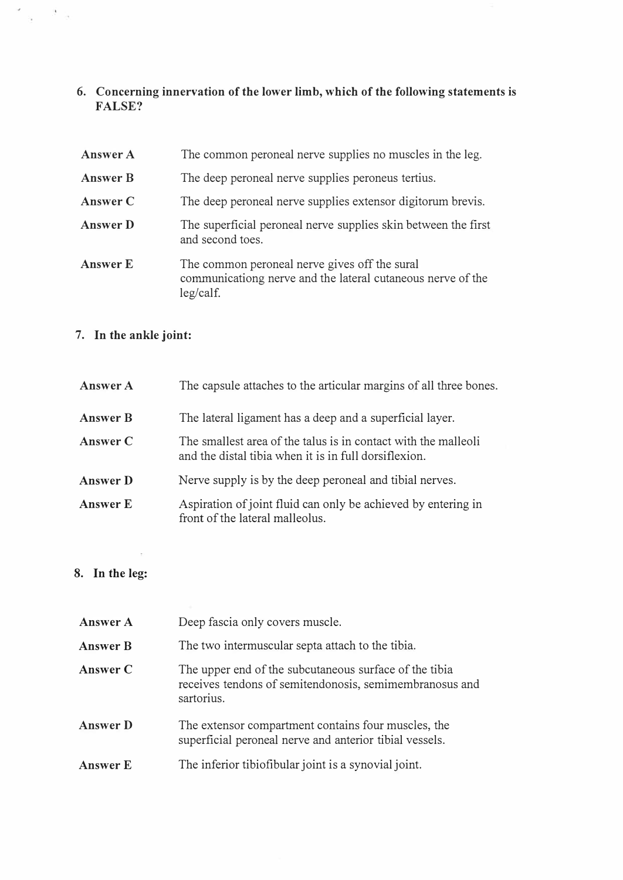6. **Concerning innervation of the lower limb, which of the following statements is FALSE?**

| | |
|---|---|
| **Answer A** | The common peroneal nerve supplies no muscles in the leg. |
| **Answer B** | The deep peroneal nerve supplies peroneus tertius. |
| **Answer C** | The deep peroneal nerve supplies extensor digitorum brevis. |
| **Answer D** | The superficial peroneal nerve supplies skin between the first and second toes. |
| **Answer E** | The common peroneal nerve gives off the sural communicationg nerve and the lateral cutaneous nerve of the leg/calf. |

7. **In the ankle joint:**

| | |
|---|---|
| **Answer A** | The capsule attaches to the articular margins of all three bones. |
| **Answer B** | The lateral ligament has a deep and a superficial layer. |
| **Answer C** | The smallest area of the talus is in contact with the malleoli and the distal tibia when it is in full dorsiflexion. |
| **Answer D** | Nerve supply is by the deep peroneal and tibial nerves. |
| **Answer E** | Aspiration of joint fluid can only be achieved by entering in front of the lateral malleolus. |

8. **In the leg:**

| | |
|---|---|
| **Answer A** | Deep fascia only covers muscle. |
| **Answer B** | The two intermuscular septa attach to the tibia. |
| **Answer C** | The upper end of the subcutaneous surface of the tibia receives tendons of semitendonosis, semimembranosus and sartorius. |
| **Answer D** | The extensor compartment contains four muscles, the superficial peroneal nerve and anterior tibial vessels. |
| **Answer E** | The inferior tibiofibular joint is a synovial joint. |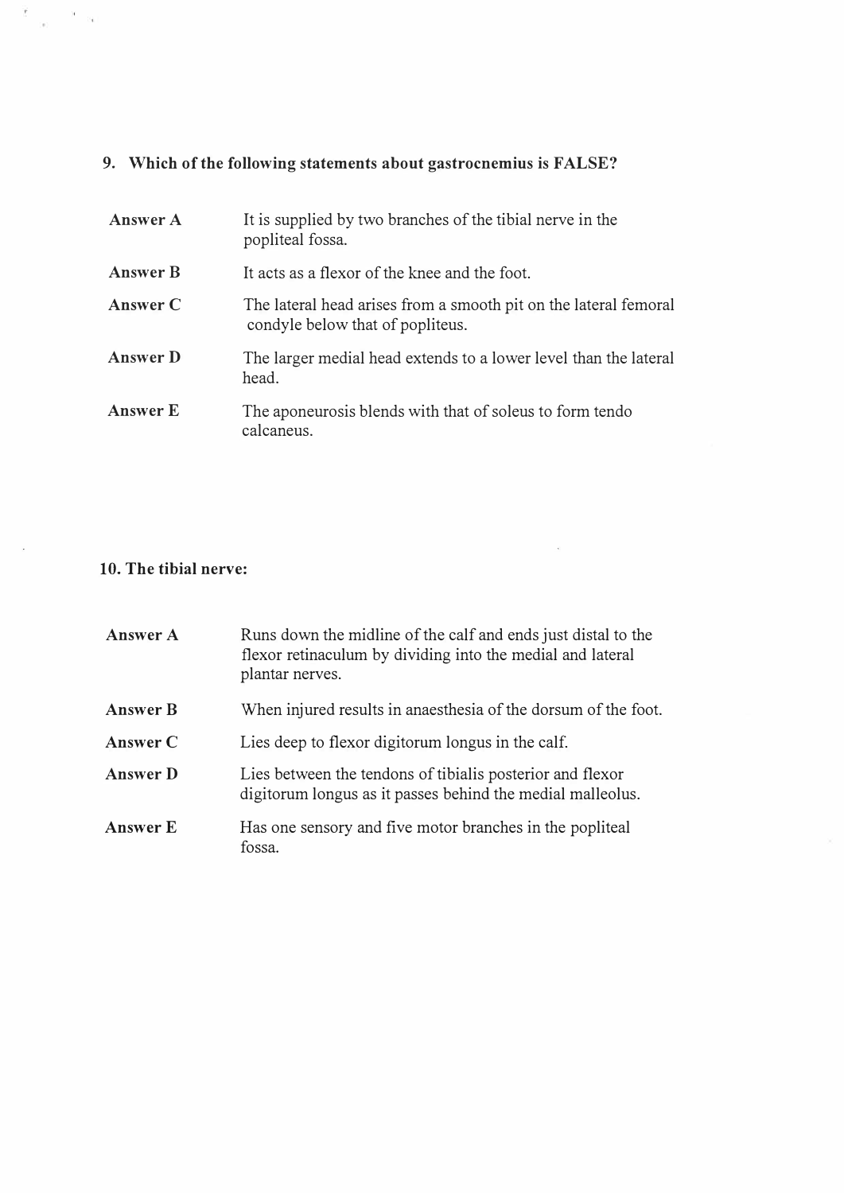**9. Which of the following statements about gastrocnemius is FALSE?**

| | |
|---|---|
| **Answer A** | It is supplied by two branches of the tibial nerve in the popliteal fossa. |
| **Answer B** | It acts as a flexor of the knee and the foot. |
| **Answer C** | The lateral head arises from a smooth pit on the lateral femoral condyle below that of popliteus. |
| **Answer D** | The larger medial head extends to a lower level than the lateral head. |
| **Answer E** | The aponeurosis blends with that of soleus to form tendo calcaneus. |

**10. The tibial nerve:**

| | |
|---|---|
| **Answer A** | Runs down the midline of the calf and ends just distal to the flexor retinaculum by dividing into the medial and lateral plantar nerves. |
| **Answer B** | When injured results in anaesthesia of the dorsum of the foot. |
| **Answer C** | Lies deep to flexor digitorum longus in the calf. |
| **Answer D** | Lies between the tendons of tibialis posterior and flexor digitorum longus as it passes behind the medial malleolus. |
| **Answer E** | Has one sensory and five motor branches in the popliteal fossa. |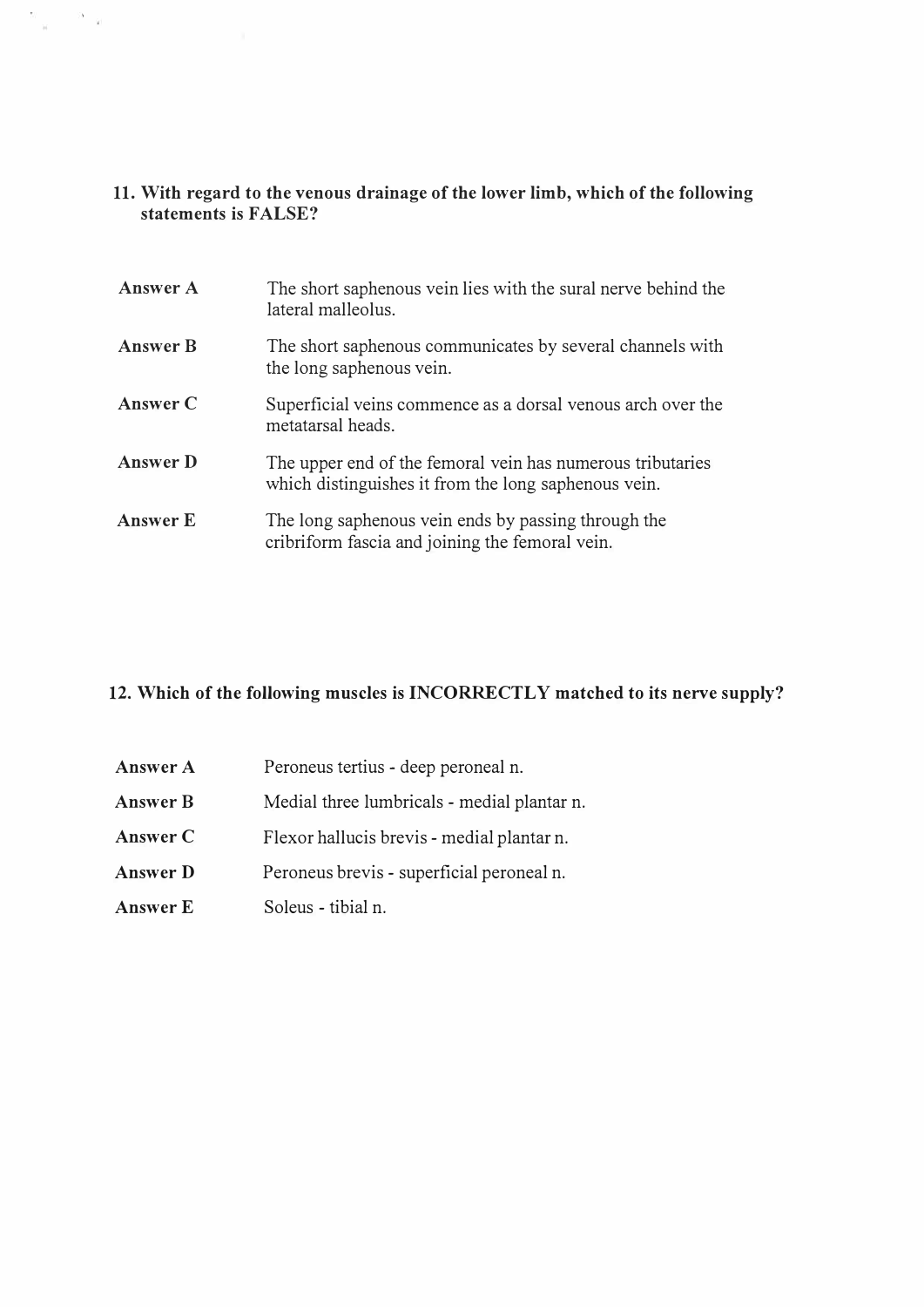**11. With regard to the venous drainage of the lower limb, which of the following statements is FALSE?**

| | |
|---|---|
| **Answer A** | The short saphenous vein lies with the sural nerve behind the lateral malleolus. |
| **Answer B** | The short saphenous communicates by several channels with the long saphenous vein. |
| **Answer C** | Superficial veins commence as a dorsal venous arch over the metatarsal heads. |
| **Answer D** | The upper end of the femoral vein has numerous tributaries which distinguishes it from the long saphenous vein. |
| **Answer E** | The long saphenous vein ends by passing through the cribriform fascia and joining the femoral vein. |

**12. Which of the following muscles is INCORRECTLY matched to its nerve supply?**

| | |
|---|---|
| **Answer A** | Peroneus tertius - deep peroneal n. |
| **Answer B** | Medial three lumbricals - medial plantar n. |
| **Answer C** | Flexor hallucis brevis - medial plantar n. |
| **Answer D** | Peroneus brevis - superficial peroneal n. |
| **Answer E** | Soleus - tibial n. |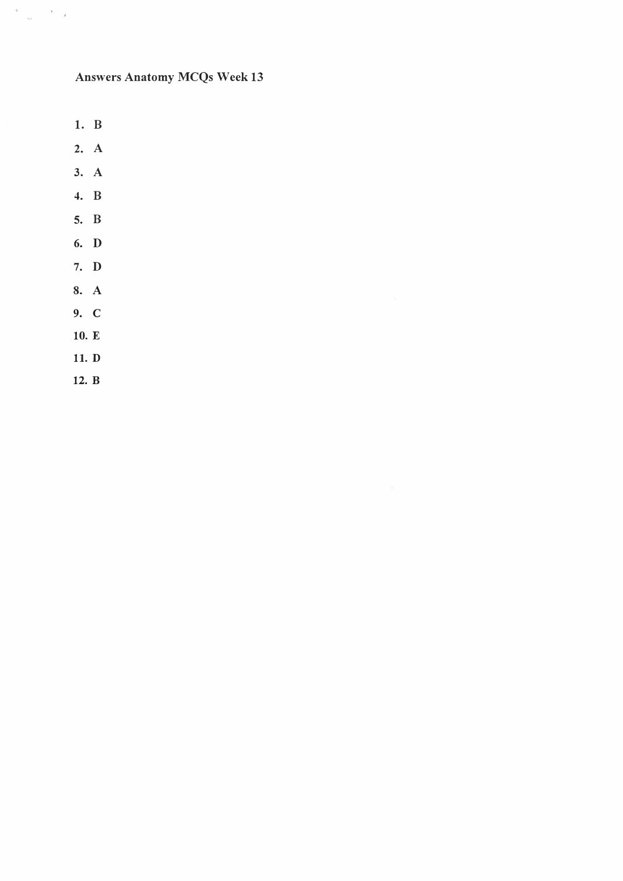**Answers Anatomy MCQs Week 13**

1. B
2. A
3. A
4. B
5. B
6. D
7. D
8. A
9. C
10. E
11. D
12. B